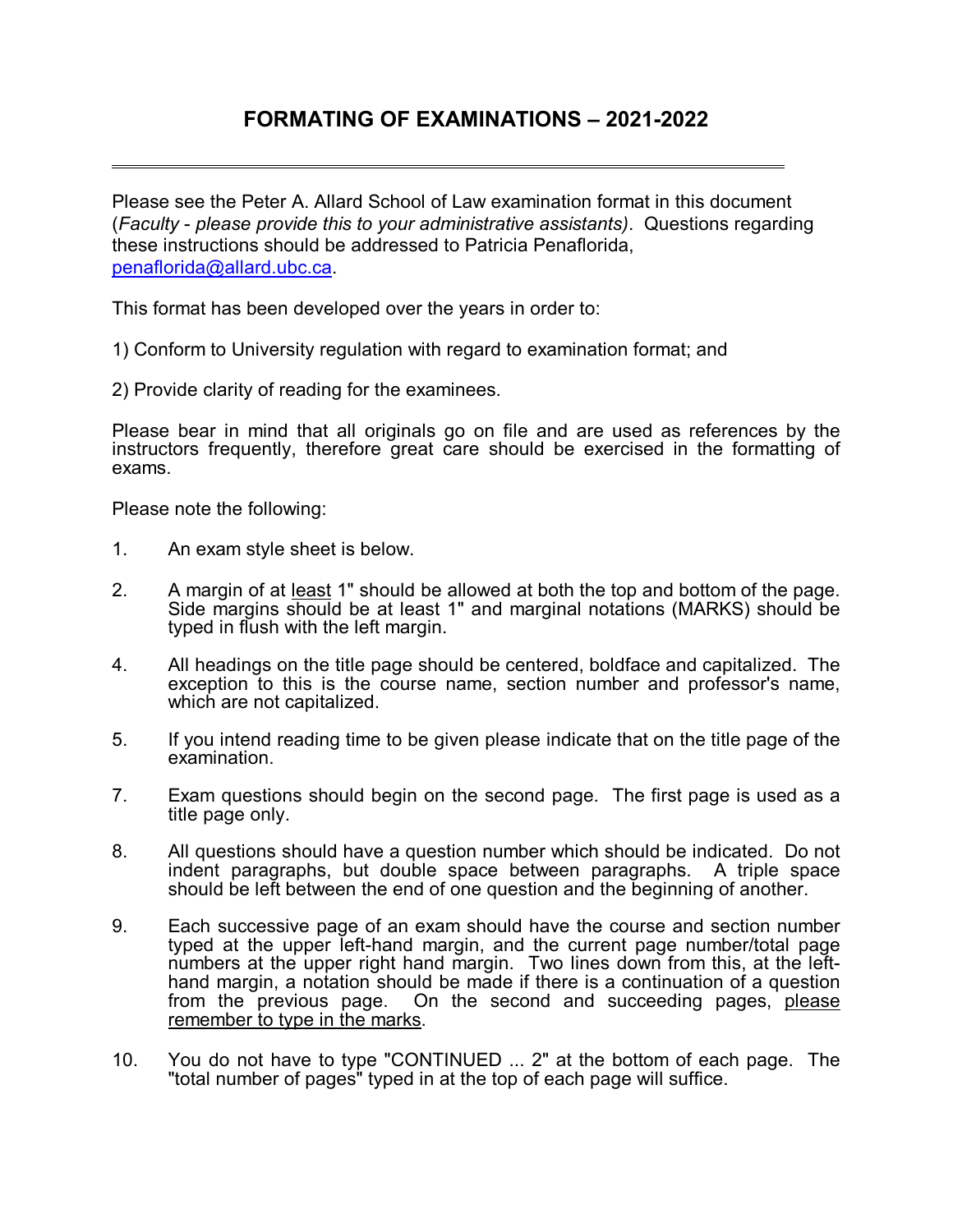# FORMATING OF EXAMINATIONS – 2021-2022

---

Please see the Peter A. Allard School of Law examination format in this document (*Faculty - please provide this to your administrative assistants)*. Questions regarding these instructions should be addressed to Patricia Penaflorida, penaflorida@allard.ubc.ca.

This format has been developed over the years in order to:

1) Conform to University regulation with regard to examination format; and

2) Provide clarity of reading for the examinees.

Please bear in mind that all originals go on file and are used as references by the instructors frequently, therefore great care should be exercised in the formatting of exams.

Please note the following:

1. An exam style sheet is below.

2. A margin of at least 1" should be allowed at both the top and bottom of the page. Side margins should be at least 1" and marginal notations (MARKS) should be typed in flush with the left margin.

4. All headings on the title page should be centered, boldface and capitalized. The exception to this is the course name, section number and professor's name, which are not capitalized.

5. If you intend reading time to be given please indicate that on the title page of the examination.

7. Exam questions should begin on the second page. The first page is used as a title page only.

8. All questions should have a question number which should be indicated. Do not indent paragraphs, but double space between paragraphs. A triple space should be left between the end of one question and the beginning of another.

9. Each successive page of an exam should have the course and section number typed at the upper left-hand margin, and the current page number/total page numbers at the upper right hand margin. Two lines down from this, at the left-hand margin, a notation should be made if there is a continuation of a question from the previous page. On the second and succeeding pages, please remember to type in the marks.

10. You do not have to type "CONTINUED ... 2" at the bottom of each page. The "total number of pages" typed in at the top of each page will suffice.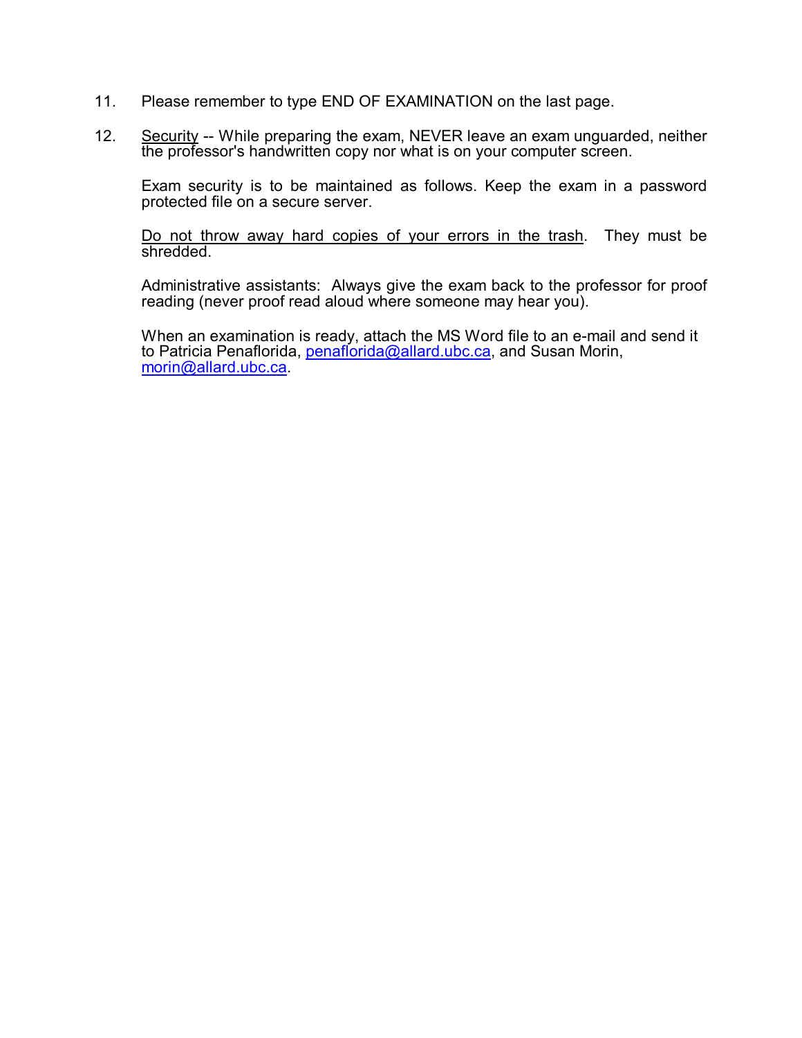11. Please remember to type END OF EXAMINATION on the last page.

12. <u>Security</u> -- While preparing the exam, NEVER leave an exam unguarded, neither the professor's handwritten copy nor what is on your computer screen.

    Exam security is to be maintained as follows. Keep the exam in a password protected file on a secure server.

    <u>Do not throw away hard copies of your errors in the trash</u>. They must be shredded.

    Administrative assistants: Always give the exam back to the professor for proof reading (never proof read aloud where someone may hear you).

    When an examination is ready, attach the MS Word file to an e-mail and send it to Patricia Penaflorida, penaflorida@allard.ubc.ca, and Susan Morin, morin@allard.ubc.ca.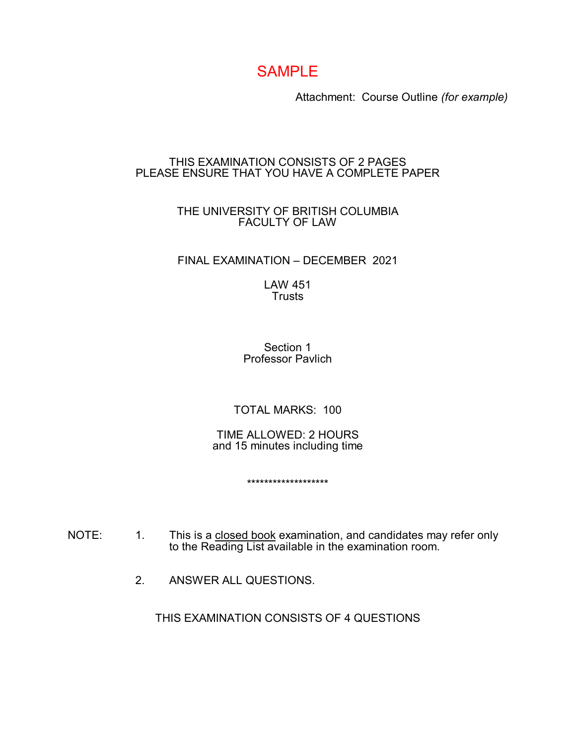SAMPLE

Attachment: Course Outline *(for example)*

THIS EXAMINATION CONSISTS OF 2 PAGES
PLEASE ENSURE THAT YOU HAVE A COMPLETE PAPER

THE UNIVERSITY OF BRITISH COLUMBIA
FACULTY OF LAW

FINAL EXAMINATION – DECEMBER 2021

LAW 451
Trusts

Section 1
Professor Pavlich

TOTAL MARKS: 100

TIME ALLOWED: 2 HOURS
and 15 minutes including time

*******************

NOTE:

1. This is a closed book examination, and candidates may refer only to the Reading List available in the examination room.

2. ANSWER ALL QUESTIONS.

THIS EXAMINATION CONSISTS OF 4 QUESTIONS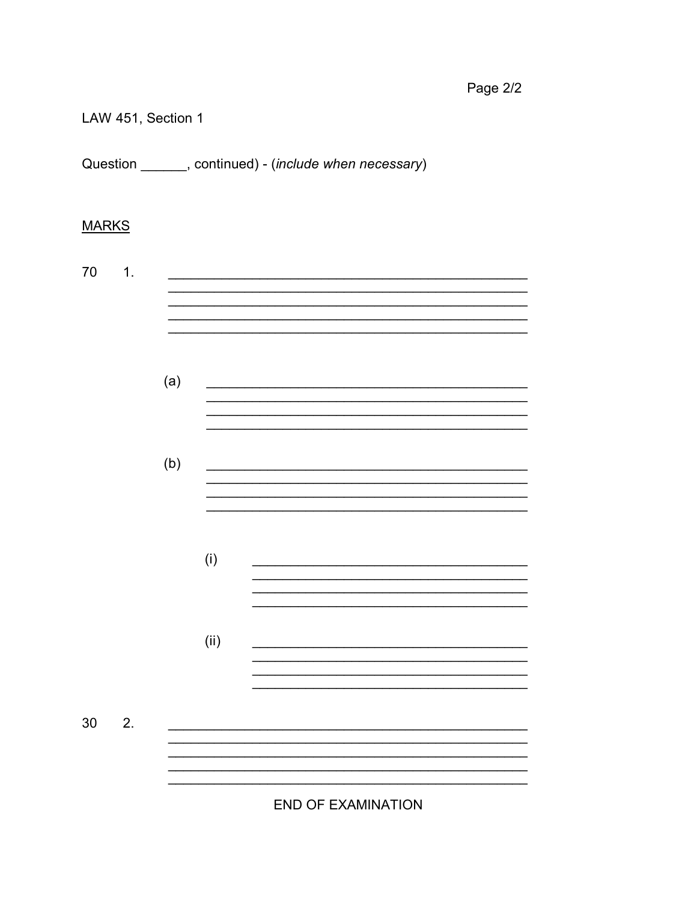LAW 451, Section 1

Question ______, continued) - (*include when necessary*)

MARKS

70 1. ______________________________________________
______________________________________________
______________________________________________
______________________________________________
______________________________________________

(a) ________________________________________
________________________________________
________________________________________
________________________________________

(b) ________________________________________
________________________________________
________________________________________
________________________________________

(i) ________________________________
________________________________
________________________________
________________________________

(ii) ________________________________
________________________________
________________________________
________________________________

30 2. ______________________________________________
______________________________________________
______________________________________________
______________________________________________
______________________________________________

END OF EXAMINATION